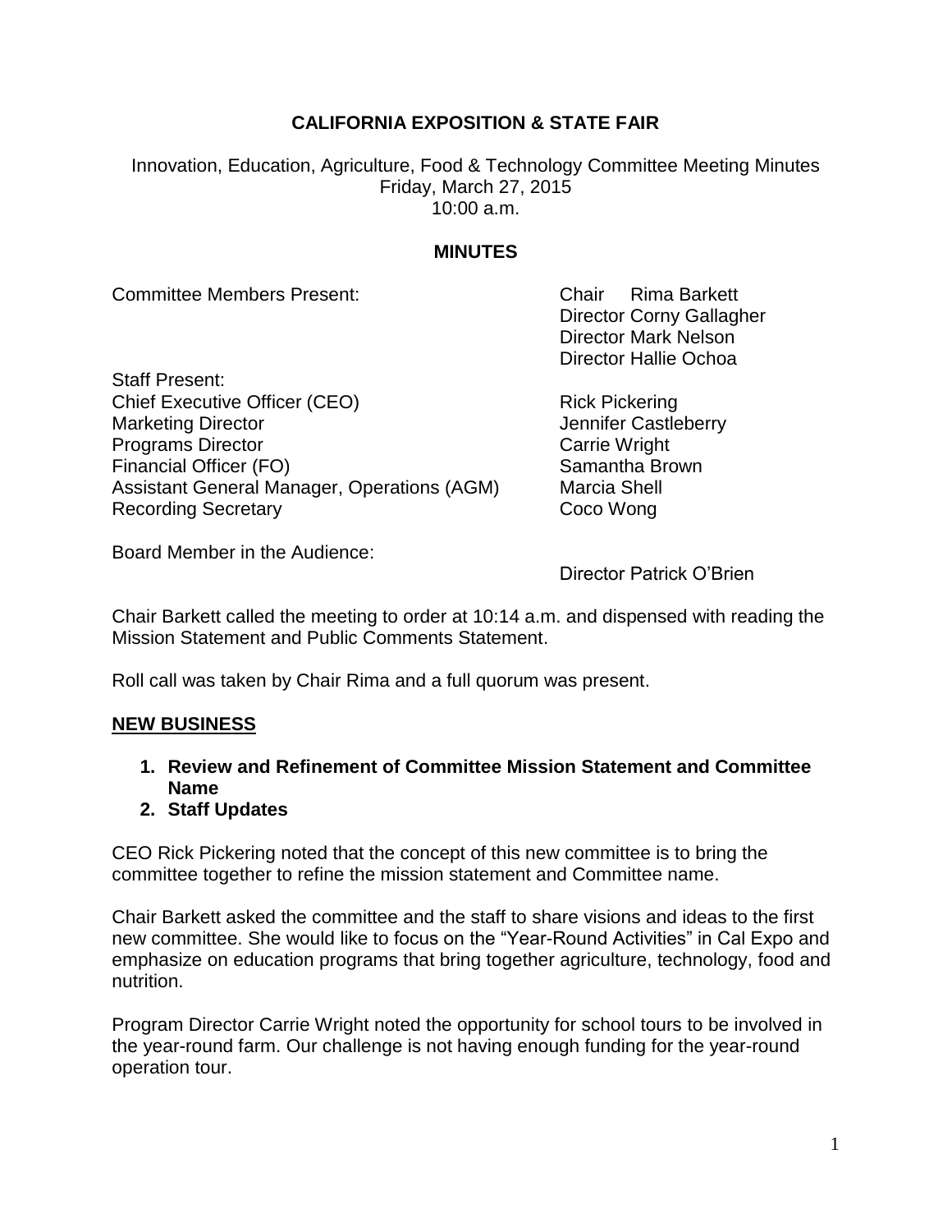**CALIFORNIA EXPOSITION & STATE FAIR**

Innovation, Education, Agriculture, Food & Technology Committee Meeting Minutes
Friday, March 27, 2015
10:00 a.m.

**MINUTES**

Committee Members Present:
Chair Rima Barkett
Director Corny Gallagher
Director Mark Nelson
Director Hallie Ochoa

Staff Present:

| | |
|---|---|
| Chief Executive Officer (CEO) | Rick Pickering |
| Marketing Director | Jennifer Castleberry |
| Programs Director | Carrie Wright |
| Financial Officer (FO) | Samantha Brown |
| Assistant General Manager, Operations (AGM) | Marcia Shell |
| Recording Secretary | Coco Wong |

Board Member in the Audience:
Director Patrick O'Brien

Chair Barkett called the meeting to order at 10:14 a.m. and dispensed with reading the Mission Statement and Public Comments Statement.

Roll call was taken by Chair Rima and a full quorum was present.

**NEW BUSINESS**

1. **Review and Refinement of Committee Mission Statement and Committee Name**
2. **Staff Updates**

CEO Rick Pickering noted that the concept of this new committee is to bring the committee together to refine the mission statement and Committee name.

Chair Barkett asked the committee and the staff to share visions and ideas to the first new committee. She would like to focus on the "Year-Round Activities" in Cal Expo and emphasize on education programs that bring together agriculture, technology, food and nutrition.

Program Director Carrie Wright noted the opportunity for school tours to be involved in the year-round farm. Our challenge is not having enough funding for the year-round operation tour.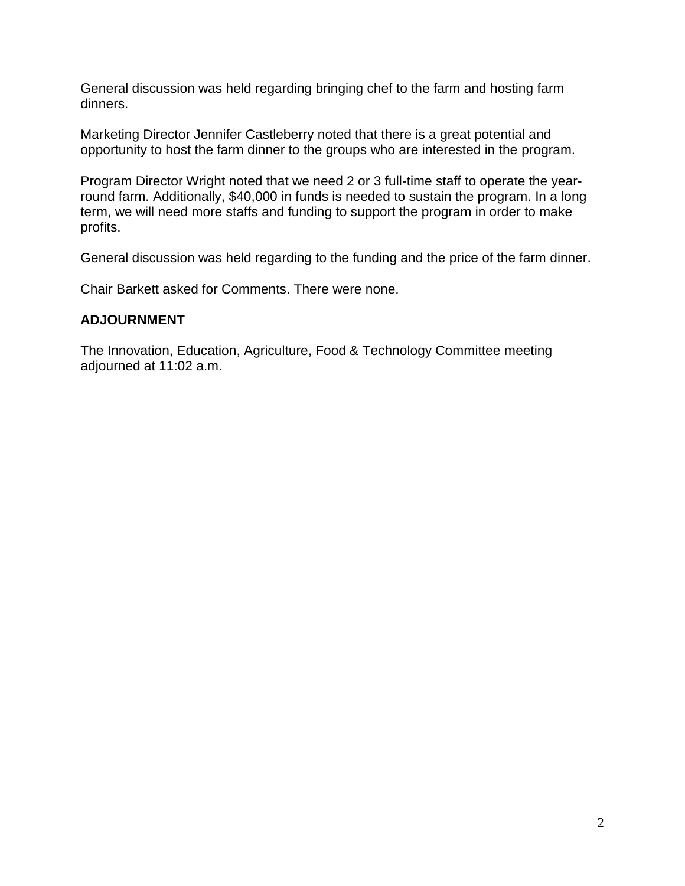General discussion was held regarding bringing chef to the farm and hosting farm dinners.

Marketing Director Jennifer Castleberry noted that there is a great potential and opportunity to host the farm dinner to the groups who are interested in the program.

Program Director Wright noted that we need 2 or 3 full-time staff to operate the year-round farm. Additionally, $40,000 in funds is needed to sustain the program. In a long term, we will need more staffs and funding to support the program in order to make profits.

General discussion was held regarding to the funding and the price of the farm dinner.

Chair Barkett asked for Comments. There were none.

## ADJOURNMENT

The Innovation, Education, Agriculture, Food & Technology Committee meeting adjourned at 11:02 a.m.